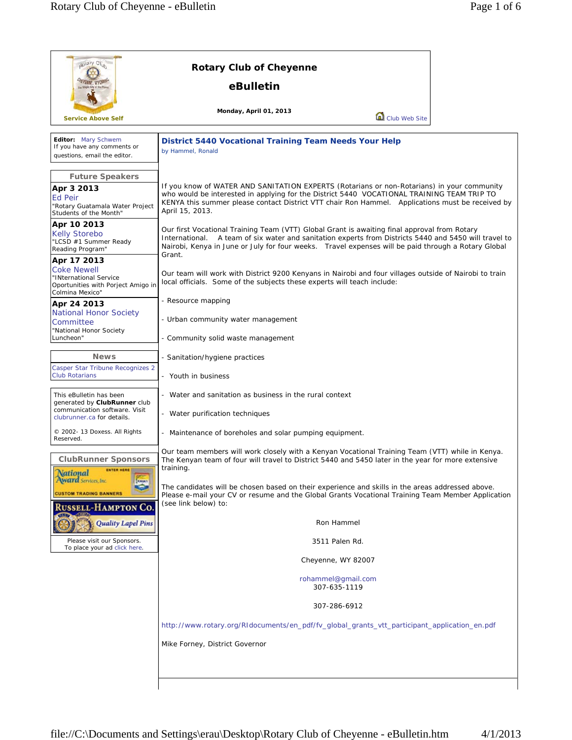Service Above Self

# Rotary Club of Cheyenne

## eBulletin

**Monday, April 01, 2013**

Club Web Site

**Editor:** Mary Schwem
If you have any comments or questions, email the editor.

### Future Speakers

**Apr 3 2013**
Ed Peir
"Rotary Guatamala Water Project Students of the Month"

**Apr 10 2013**
Kelly Storebo
"LCSD #1 Summer Ready Reading Program"

**Apr 17 2013**
Coke Newell
"INternational Service Oportunities with Porject Amigo in Colmina Mexico"

**Apr 24 2013**
National Honor Society Committee
"National Honor Society Luncheon"

### News

Casper Star Tribune Recognizes 2 Club Rotarians

This eBulletin has been generated by **ClubRunner** club communication software. Visit clubrunner.ca for details.

© 2002- 13 Doxess. All Rights Reserved.

### ClubRunner Sponsors

Please visit our Sponsors.
To place your ad click here.

## District 5440 Vocational Training Team Needs Your Help

by Hammel, Ronald

If you know of WATER AND SANITATION EXPERTS (Rotarians or non-Rotarians) in your community who would be interested in applying for the District 5440 VOCATIONAL TRAINING TEAM TRIP TO KENYA this summer please contact District VTT chair Ron Hammel. Applications must be received by April 15, 2013.

Our first Vocational Training Team (VTT) Global Grant is awaiting final approval from Rotary International. A team of six water and sanitation experts from Districts 5440 and 5450 will travel to Nairobi, Kenya in June or July for four weeks. Travel expenses will be paid through a Rotary Global Grant.

Our team will work with District 9200 Kenyans in Nairobi and four villages outside of Nairobi to train local officials. Some of the subjects these experts will teach include:

- Resource mapping
- Urban community water management
- Community solid waste management
- Sanitation/hygiene practices
- Youth in business
- Water and sanitation as business in the rural context
- Water purification techniques
- Maintenance of boreholes and solar pumping equipment.

Our team members will work closely with a Kenyan Vocational Training Team (VTT) while in Kenya. The Kenyan team of four will travel to District 5440 and 5450 later in the year for more extensive training.

The candidates will be chosen based on their experience and skills in the areas addressed above. Please e-mail your CV or resume and the Global Grants Vocational Training Team Member Application (see link below) to:

Ron Hammel

3511 Palen Rd.

Cheyenne, WY 82007

rohammel@gmail.com
307-635-1119

307-286-6912

http://www.rotary.org/RIdocuments/en_pdf/fv_global_grants_vtt_participant_application_en.pdf

Mike Forney, District Governor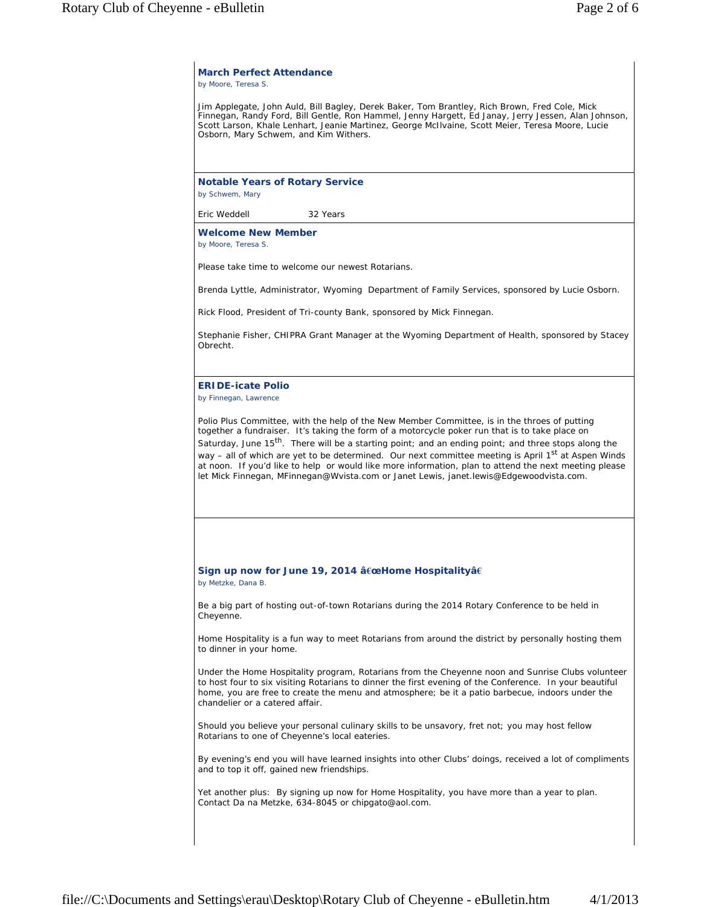### March Perfect Attendance

*by Moore, Teresa S.*

Jim Applegate, John Auld, Bill Bagley, Derek Baker, Tom Brantley, Rich Brown, Fred Cole, Mick Finnegan, Randy Ford, Bill Gentle, Ron Hammel, Jenny Hargett, Ed Janay, Jerry Jessen, Alan Johnson, Scott Larson, Khale Lenhart, Jeanie Martinez, George McIlvaine, Scott Meier, Teresa Moore, Lucie Osborn, Mary Schwem, and Kim Withers.

### Notable Years of Rotary Service

*by Schwem, Mary*

Eric Weddell 32 Years

### Welcome New Member

*by Moore, Teresa S.*

Please take time to welcome our newest Rotarians.

Brenda Lyttle, Administrator, Wyoming Department of Family Services, sponsored by Lucie Osborn.

Rick Flood, President of Tri-county Bank, sponsored by Mick Finnegan.

Stephanie Fisher, CHIPRA Grant Manager at the Wyoming Department of Health, sponsored by Stacey Obrecht.

### ERIDE-icate Polio

*by Finnegan, Lawrence*

Polio Plus Committee, with the help of the New Member Committee, is in the throes of putting together a fundraiser. It's taking the form of a motorcycle poker run that is to take place on Saturday, June 15th. There will be a starting point; and an ending point; and three stops along the way – all of which are yet to be determined. Our next committee meeting is April 1st at Aspen Winds at noon. If you'd like to help or would like more information, plan to attend the next meeting please let Mick Finnegan, MFinnegan@Wvista.com or Janet Lewis, janet.lewis@Edgewoodvista.com.

### Sign up now for June 19, 2014 â€œHome Hospitalityâ€

*by Metzke, Dana B.*

Be a big part of hosting out-of-town Rotarians during the 2014 Rotary Conference to be held in Cheyenne.

Home Hospitality is a fun way to meet Rotarians from around the district by personally hosting them to dinner in your home.

Under the Home Hospitality program, Rotarians from the Cheyenne noon and Sunrise Clubs volunteer to host four to six visiting Rotarians to dinner the first evening of the Conference. In your beautiful home, you are free to create the menu and atmosphere; be it a patio barbecue, indoors under the chandelier or a catered affair.

Should you believe your personal culinary skills to be unsavory, fret not; you may host fellow Rotarians to one of Cheyenne's local eateries.

By evening's end you will have learned insights into other Clubs' doings, received a lot of compliments and to top it off, gained new friendships.

Yet another plus: By signing up now for Home Hospitality, you have more than a year to plan. Contact Da na Metzke, 634-8045 or chipgato@aol.com.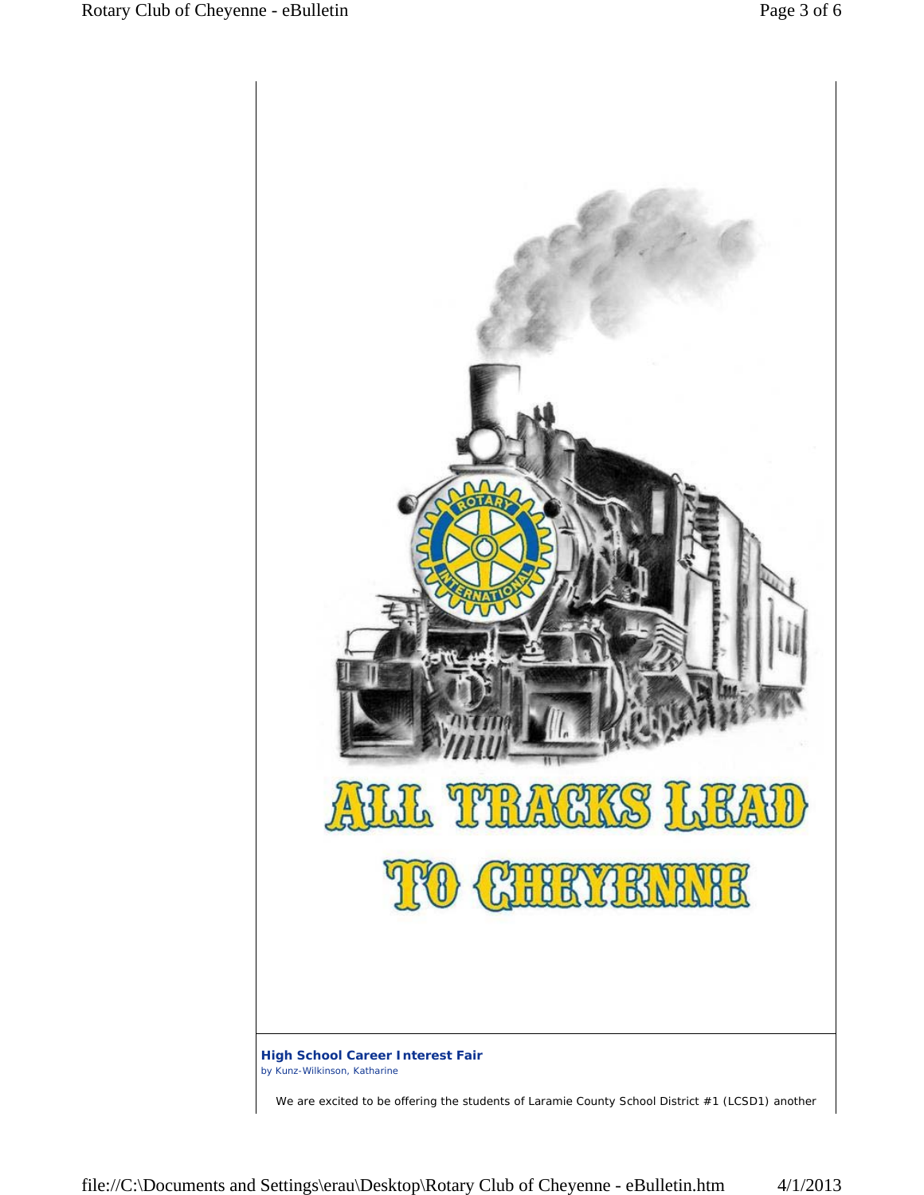ALL TRACKS LEAD TO CHEYENNE

**High School Career Interest Fair**
by Kunz-Wilkinson, Katharine

We are excited to be offering the students of Laramie County School District #1 (LCSD1) another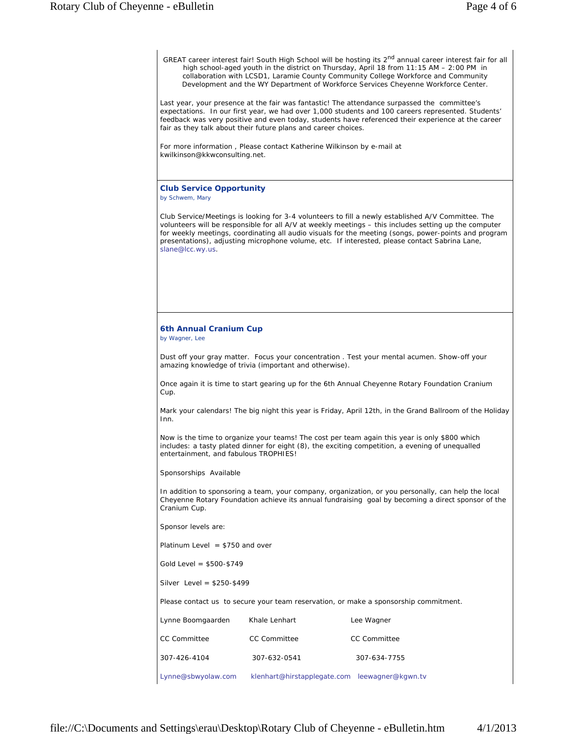GREAT career interest fair! South High School will be hosting its 2nd annual career interest fair for all high school-aged youth in the district on Thursday, April 18 from 11:15 AM – 2:00 PM in collaboration with LCSD1, Laramie County Community College Workforce and Community Development and the WY Department of Workforce Services Cheyenne Workforce Center.

Last year, your presence at the fair was fantastic! The attendance surpassed the committee's expectations. In our first year, we had over 1,000 students and 100 careers represented. Students' feedback was very positive and even today, students have referenced their experience at the career fair as they talk about their future plans and career choices.

For more information , Please contact Katherine Wilkinson by e-mail at kwilkinson@kkwconsulting.net.

### Club Service Opportunity

by Schwem, Mary

Club Service/Meetings is looking for 3-4 volunteers to fill a newly established A/V Committee. The volunteers will be responsible for all A/V at weekly meetings – this includes setting up the computer for weekly meetings, coordinating all audio visuals for the meeting (songs, power-points and program presentations), adjusting microphone volume, etc. If interested, please contact Sabrina Lane, slane@lcc.wy.us.

### 6th Annual Cranium Cup

by Wagner, Lee

Dust off your gray matter. Focus your concentration . Test your mental acumen. Show-off your amazing knowledge of trivia (important and otherwise).

Once again it is time to start gearing up for the 6th Annual Cheyenne Rotary Foundation Cranium Cup.

Mark your calendars! The big night this year is Friday, April 12th, in the Grand Ballroom of the Holiday Inn.

Now is the time to organize your teams! The cost per team again this year is only $800 which includes: a tasty plated dinner for eight (8), the exciting competition, a evening of unequalled entertainment, and fabulous TROPHIES!

Sponsorships Available

In addition to sponsoring a team, your company, organization, or you personally, can help the local Cheyenne Rotary Foundation achieve its annual fundraising goal by becoming a direct sponsor of the Cranium Cup.

Sponsor levels are:

Platinum Level = $750 and over

Gold Level = $500-$749

Silver Level = $250-$499

Please contact us to secure your team reservation, or make a sponsorship commitment.

| Lynne Boomgaarden | Khale Lenhart | Lee Wagner |
|---|---|---|
| CC Committee | CC Committee | CC Committee |
| 307-426-4104 | 307-632-0541 | 307-634-7755 |
| Lynne@sbwyolaw.com | klenhart@hirstapplegate.com | leewagner@kgwn.tv |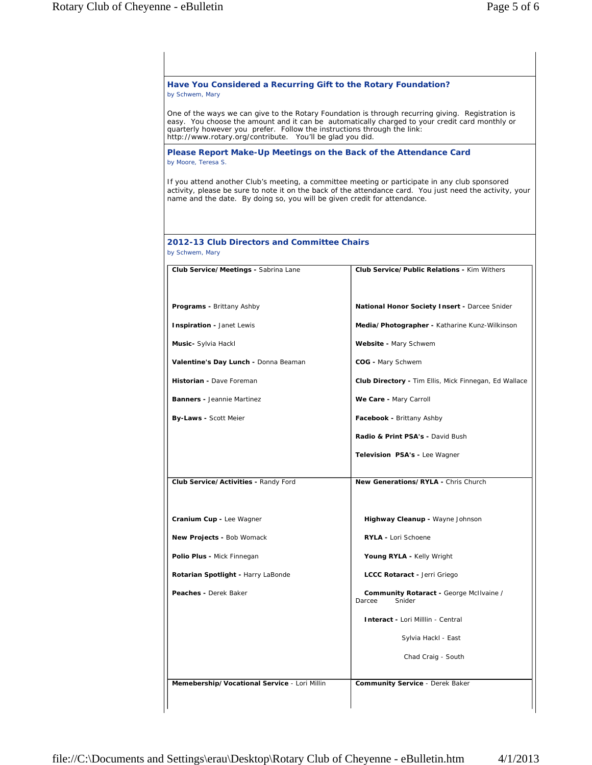### Have You Considered a Recurring Gift to the Rotary Foundation?

by Schwem, Mary

One of the ways we can give to the Rotary Foundation is through recurring giving. Registration is easy. You choose the amount and it can be automatically charged to your credit card monthly or quarterly however you prefer. Follow the instructions through the link: http://www.rotary.org/contribute. You'll be glad you did.

### Please Report Make-Up Meetings on the Back of the Attendance Card

by Moore, Teresa S.

If you attend another Club's meeting, a committee meeting or participate in any club sponsored activity, please be sure to note it on the back of the attendance card. You just need the activity, your name and the date. By doing so, you will be given credit for attendance.

### 2012-13 Club Directors and Committee Chairs

by Schwem, Mary

| | |
|---|---|
| **Club Service/Meetings -** Sabrina Lane<br><br>**Programs -** Brittany Ashby<br>**Inspiration -** Janet Lewis<br>**Music-** Sylvia Hackl<br>**Valentine's Day Lunch -** Donna Beaman<br>**Historian -** Dave Foreman<br>**Banners -** Jeannie Martinez<br>**By-Laws -** Scott Meier | **Club Service/Public Relations -** Kim Withers<br><br>**National Honor Society Insert -** Darcee Snider<br>**Media/Photographer -** Katharine Kunz-Wilkinson<br>**Website -** Mary Schwem<br>**COG -** Mary Schwem<br>**Club Directory -** Tim Ellis, Mick Finnegan, Ed Wallace<br>**We Care -** Mary Carroll<br>**Facebook -** Brittany Ashby<br>**Radio & Print PSA's -** David Bush<br>**Television PSA's -** Lee Wagner |
| **Club Service/Activities -** Randy Ford<br><br>**Cranium Cup -** Lee Wagner<br>**New Projects -** Bob Womack<br>**Polio Plus -** Mick Finnegan<br>**Rotarian Spotlight -** Harry LaBonde<br>**Peaches -** Derek Baker | **New Generations/RYLA -** Chris Church<br><br>**Highway Cleanup -** Wayne Johnson<br>**RYLA -** Lori Schoene<br>**Young RYLA -** Kelly Wright<br>**LCCC Rotaract -** Jerri Griego<br>**Community Rotaract -** George McIlvaine / Darcee Snider<br>**Interact -** Lori Milllin - Central<br>Sylvia Hackl - East<br>Chad Craig - South |
| **Memebership/Vocational Service** - Lori Millin | **Community Service** - Derek Baker |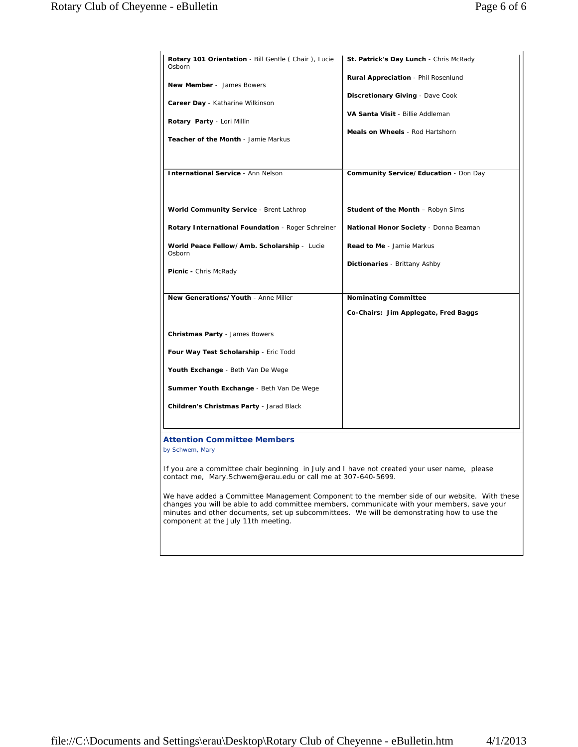| | |
|---|---|
| **Rotary 101 Orientation** - Bill Gentle ( Chair ), Lucie Osborn<br><br>**New Member** - James Bowers<br><br>**Career Day** - Katharine Wilkinson<br><br>**Rotary Party** - Lori Millin<br><br>**Teacher of the Month** - Jamie Markus | **St. Patrick's Day Lunch** - Chris McRady<br><br>**Rural Appreciation** - Phil Rosenlund<br><br>**Discretionary Giving** - Dave Cook<br><br>**VA Santa Visit** - Billie Addleman<br><br>**Meals on Wheels** - Rod Hartshorn |
| **International Service** - Ann Nelson<br><br>**World Community Service** - Brent Lathrop<br><br>**Rotary International Foundation** - Roger Schreiner<br><br>**World Peace Fellow/Amb. Scholarship** - Lucie Osborn<br><br>**Picnic -** Chris McRady | **Community Service/Education** - Don Day<br><br>**Student of the Month** – Robyn Sims<br><br>**National Honor Society** - Donna Beaman<br><br>**Read to Me** - Jamie Markus<br><br>**Dictionaries** - Brittany Ashby |
| **New Generations/Youth** - Anne Miller<br><br>**Christmas Party** - James Bowers<br><br>**Four Way Test Scholarship** - Eric Todd<br><br>**Youth Exchange** - Beth Van De Wege<br><br>**Summer Youth Exchange** - Beth Van De Wege<br><br>**Children's Christmas Party** - Jarad Black | **Nominating Committee**<br><br>**Co-Chairs: Jim Applegate, Fred Baggs** |

## Attention Committee Members

*by Schwem, Mary*

If you are a committee chair beginning in July and I have not created your user name, please contact me, Mary.Schwem@erau.edu or call me at 307-640-5699.

We have added a Committee Management Component to the member side of our website. With these changes you will be able to add committee members, communicate with your members, save your minutes and other documents, set up subcommittees. We will be demonstrating how to use the component at the July 11th meeting.